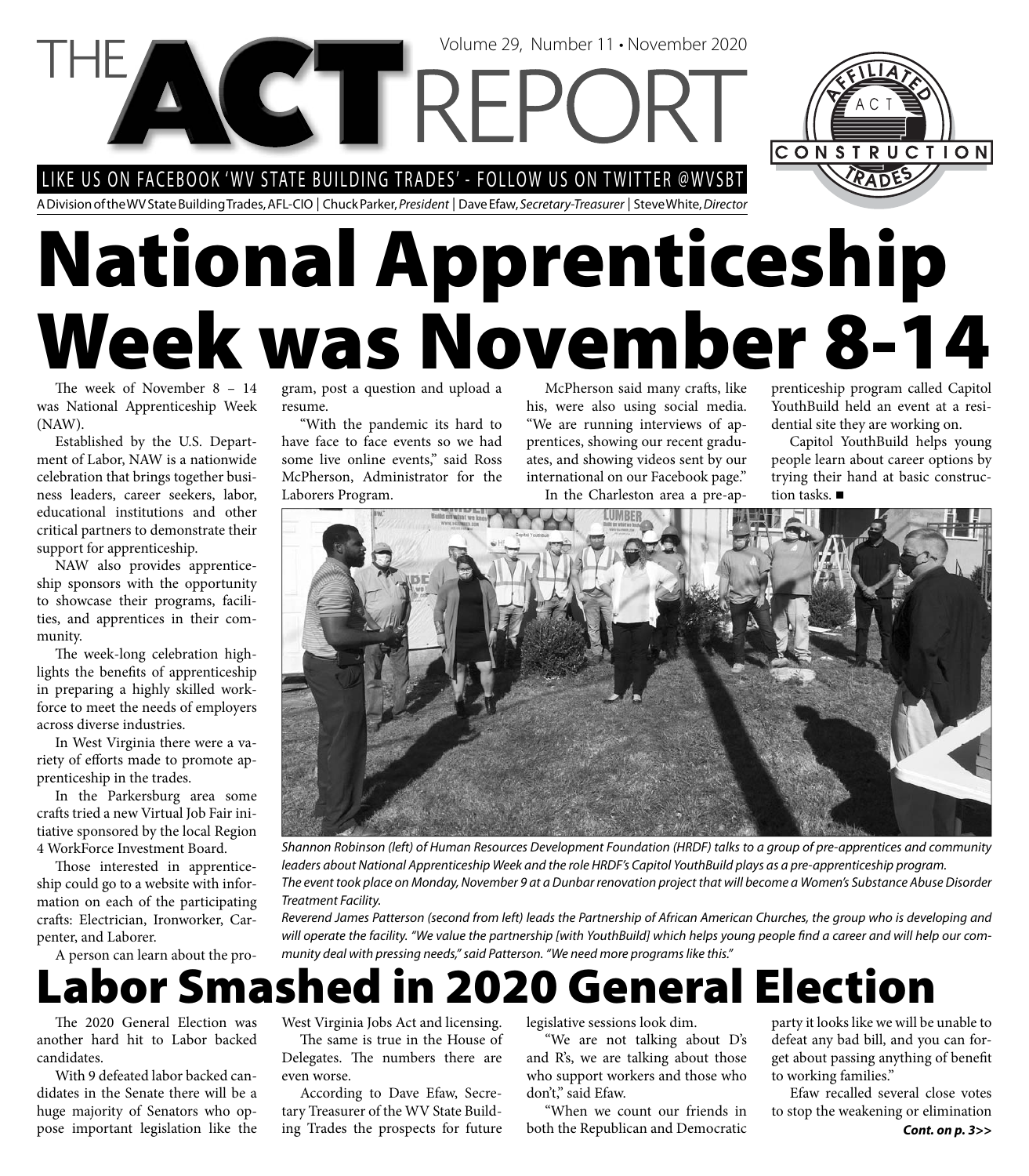# THE ACT REPORT

Volume 29, Number 11 • November 2020

LIKE US ON FACEBOOK 'WV STATE BUILDING TRADES' - FOLLOW US ON TWITTER @WVSBT

A Division of the WV State Building Trades, AFL-CIO | Chuck Parker, *President* | Dave Efaw, *Secretary-Treasurer* | Steve White, *Director*

# National Apprenticeship Week was November 8-14

The week of November 8 – 14 was National Apprenticeship Week (NAW).

Established by the U.S. Department of Labor, NAW is a nationwide celebration that brings together business leaders, career seekers, labor, educational institutions and other critical partners to demonstrate their support for apprenticeship.

NAW also provides apprenticeship sponsors with the opportunity to showcase their programs, facilities, and apprentices in their community.

The week-long celebration highlights the benefits of apprenticeship in preparing a highly skilled workforce to meet the needs of employers across diverse industries.

In West Virginia there were a variety of efforts made to promote apprenticeship in the trades.

In the Parkersburg area some crafts tried a new Virtual Job Fair initiative sponsored by the local Region 4 WorkForce Investment Board.

Those interested in apprenticeship could go to a website with information on each of the participating crafts: Electrician, Ironworker, Carpenter, and Laborer.

A person can learn about the program, post a question and upload a resume.

"With the pandemic its hard to have face to face events so we had some live online events," said Ross McPherson, Administrator for the Laborers Program.

McPherson said many crafts, like his, were also using social media. "We are running interviews of apprentices, showing our recent graduates, and showing videos sent by our international on our Facebook page."

In the Charleston area a pre-apprenticeship program called Capitol YouthBuild held an event at a residential site they are working on.

Capitol YouthBuild helps young people learn about career options by trying their hand at basic construction tasks. ■

*Shannon Robinson (left) of Human Resources Development Foundation (HRDF) talks to a group of pre-apprentices and community leaders about National Apprenticeship Week and the role HRDF's Capitol YouthBuild plays as a pre-apprenticeship program.*

*The event took place on Monday, November 9 at a Dunbar renovation project that will become a Women's Substance Abuse Disorder Treatment Facility.*

*Reverend James Patterson (second from left) leads the Partnership of African American Churches, the group who is developing and will operate the facility. "We value the partnership [with YouthBuild] which helps young people find a career and will help our community deal with pressing needs," said Patterson. "We need more programs like this."*

# Labor Smashed in 2020 General Election

The 2020 General Election was another hard hit to Labor backed candidates.

With 9 defeated labor backed candidates in the Senate there will be a huge majority of Senators who oppose important legislation like the West Virginia Jobs Act and licensing.

The same is true in the House of Delegates. The numbers there are even worse.

According to Dave Efaw, Secretary Treasurer of the WV State Building Trades the prospects for future legislative sessions look dim.

"We are not talking about D's and R's, we are talking about those who support workers and those who don't," said Efaw.

"When we count our friends in both the Republican and Democratic party it looks like we will be unable to defeat any bad bill, and you can forget about passing anything of benefit to working families."

Efaw recalled several close votes to stop the weakening or elimination

***Cont. on p. 3>>***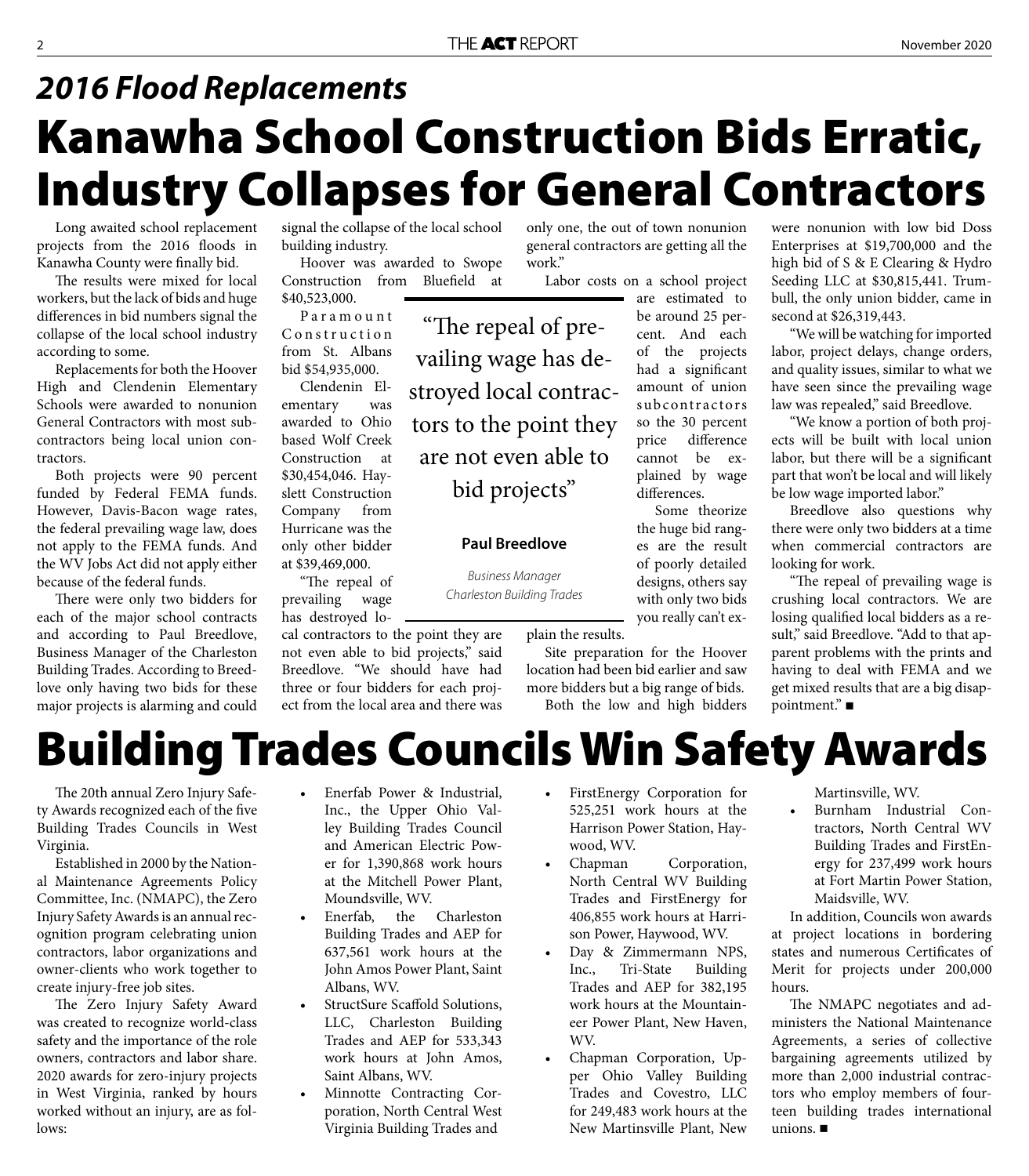## *2016 Flood Replacements*

# Kanawha School Construction Bids Erratic, Industry Collapses for General Contractors

Long awaited school replacement projects from the 2016 floods in Kanawha County were finally bid.

The results were mixed for local workers, but the lack of bids and huge differences in bid numbers signal the collapse of the local school industry according to some.

Replacements for both the Hoover High and Clendenin Elementary Schools were awarded to nonunion General Contractors with most subcontractors being local union contractors.

Both projects were 90 percent funded by Federal FEMA funds. However, Davis-Bacon wage rates, the federal prevailing wage law, does not apply to the FEMA funds. And the WV Jobs Act did not apply either because of the federal funds.

There were only two bidders for each of the major school contracts and according to Paul Breedlove, Business Manager of the Charleston Building Trades. According to Breedlove only having two bids for these major projects is alarming and could signal the collapse of the local school building industry.

Hoover was awarded to Swope Construction from Bluefield at $40,523,000.

Paramount Construction from St. Albans bid $54,935,000.

Clendenin Elementary was awarded to Ohio based Wolf Creek Construction at $30,454,046. Hayslett Construction Company from Hurricane was the only other bidder at $39,469,000.

"The repeal of prevailing wage has destroyed local contractors to the point they are not even able to bid projects," said Breedlove. "We should have had three or four bidders for each project from the local area and there was only one, the out of town nonunion general contractors are getting all the work."

> "The repeal of prevailing wage has destroyed local contractors to the point they are not even able to bid projects"
>
> **Paul Breedlove**
>
> *Business Manager*
> *Charleston Building Trades*

Labor costs on a school project are estimated to be around 25 percent. And each of the projects had a significant amount of union subcontractors so the 30 percent price difference cannot be explained by wage differences.

Some theorize the huge bid ranges are the result of poorly detailed designs, others say with only two bids you really can't explain the results.

Site preparation for the Hoover location had been bid earlier and saw more bidders but a big range of bids.

Both the low and high bidders were nonunion with low bid Doss Enterprises at $19,700,000 and the high bid of S & E Clearing & Hydro Seeding LLC at $30,815,441. Trumbull, the only union bidder, came in second at $26,319,443.

"We will be watching for imported labor, project delays, change orders, and quality issues, similar to what we have seen since the prevailing wage law was repealed," said Breedlove.

"We know a portion of both projects will be built with local union labor, but there will be a significant part that won't be local and will likely be low wage imported labor."

Breedlove also questions why there were only two bidders at a time when commercial contractors are looking for work.

"The repeal of prevailing wage is crushing local contractors. We are losing qualified local bidders as a result," said Breedlove. "Add to that apparent problems with the prints and having to deal with FEMA and we get mixed results that are a big disappointment." ■

# Building Trades Councils Win Safety Awards

The 20th annual Zero Injury Safety Awards recognized each of the five Building Trades Councils in West Virginia.

Established in 2000 by the National Maintenance Agreements Policy Committee, Inc. (NMAPC), the Zero Injury Safety Awards is an annual recognition program celebrating union contractors, labor organizations and owner-clients who work together to create injury-free job sites.

The Zero Injury Safety Award was created to recognize world-class safety and the importance of the role owners, contractors and labor share. 2020 awards for zero-injury projects in West Virginia, ranked by hours worked without an injury, are as follows:

- Enerfab Power & Industrial, Inc., the Upper Ohio Valley Building Trades Council and American Electric Power for 1,390,868 work hours at the Mitchell Power Plant, Moundsville, WV.
- Enerfab, the Charleston Building Trades and AEP for 637,561 work hours at the John Amos Power Plant, Saint Albans, WV.
- StructSure Scaffold Solutions, LLC, Charleston Building Trades and AEP for 533,343 work hours at John Amos, Saint Albans, WV.
- Minnotte Contracting Corporation, North Central West Virginia Building Trades and FirstEnergy Corporation for 525,251 work hours at the Harrison Power Station, Haywood, WV.
- Chapman Corporation, North Central WV Building Trades and FirstEnergy for 406,855 work hours at Harrison Power, Haywood, WV.
- Day & Zimmermann NPS, Inc., Tri-State Building Trades and AEP for 382,195 work hours at the Mountaineer Power Plant, New Haven, WV.
- Chapman Corporation, Upper Ohio Valley Building Trades and Covestro, LLC for 249,483 work hours at the New Martinsville Plant, New Martinsville, WV.
- Burnham Industrial Contractors, North Central WV Building Trades and FirstEnergy for 237,499 work hours at Fort Martin Power Station, Maidsville, WV.

In addition, Councils won awards at project locations in bordering states and numerous Certificates of Merit for projects under 200,000 hours.

The NMAPC negotiates and administers the National Maintenance Agreements, a series of collective bargaining agreements utilized by more than 2,000 industrial contractors who employ members of fourteen building trades international unions. ■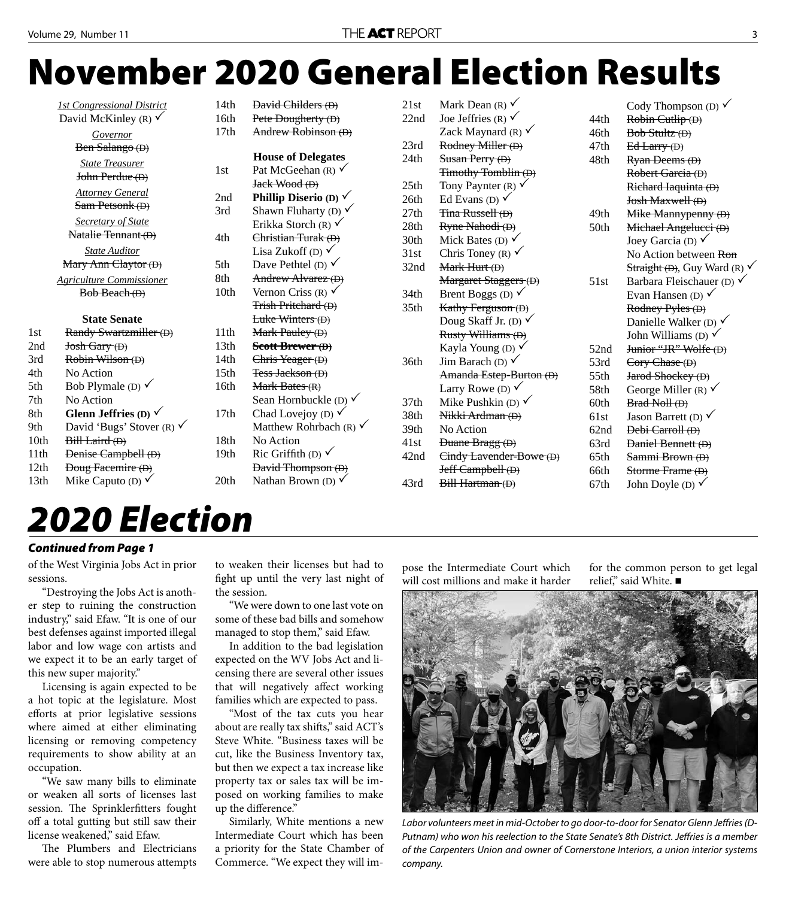# November 2020 General Election Results

*1st Congressional District*
David McKinley (R) ✓

*Governor*
~~Ben Salango (D)~~

*State Treasurer*
~~John Perdue (D)~~

*Attorney General*
~~Sam Petsonk (D)~~

*Secretary of State*
~~Natalie Tennant (D)~~

*State Auditor*
~~Mary Ann Claytor (D)~~

*Agriculture Commissioner*
~~Bob Beach (D)~~

### State Senate

- 1st ~~Randy Swartzmiller (D)~~
- 2nd ~~Josh Gary (D)~~
- 3rd ~~Robin Wilson (D)~~
- 4th No Action
- 5th Bob Plymale (D) ✓
- 7th No Action
- 8th **Glenn Jeffries (D)** ✓
- 9th David 'Bugs' Stover (R) ✓
- 10th ~~Bill Laird (D)~~
- 11th ~~Denise Campbell (D)~~
- 12th ~~Doug Facemire (D)~~
- 13th Mike Caputo (D) ✓
- 14th ~~David Childers (D)~~
- 16th ~~Pete Dougherty (D)~~
- 17th ~~Andrew Robinson (D)~~

### House of Delegates

- 1st Pat McGeehan (R) ✓, ~~Jack Wood (D)~~
- 2nd **Phillip Diserio (D)** ✓
- 3rd Shawn Fluharty (D) ✓, Erikka Storch (R) ✓
- 4th ~~Christian Turak (D)~~, Lisa Zukoff (D) ✓
- 5th Dave Pethtel (D) ✓
- 8th ~~Andrew Alvarez (D)~~
- 10th Vernon Criss (R) ✓, ~~Trish Pritchard (D)~~, ~~Luke Winters (D)~~
- 11th ~~Mark Pauley (D)~~
- 13th ~~**Scott Brewer (D)**~~
- 14th ~~Chris Yeager (D)~~
- 15th ~~Tess Jackson (D)~~
- 16th ~~Mark Bates (R)~~, Sean Hornbuckle (D) ✓
- 17th Chad Lovejoy (D) ✓, Matthew Rohrbach (R) ✓
- 18th No Action
- 19th Ric Griffith (D) ✓, ~~David Thompson (D)~~
- 20th Nathan Brown (D) ✓
- 21st Mark Dean (R) ✓
- 22nd Joe Jeffries (R) ✓, Zack Maynard (R) ✓
- 23rd ~~Rodney Miller (D)~~
- 24th ~~Susan Perry (D)~~, ~~Timothy Tomblin (D)~~
- 25th Tony Paynter (R) ✓
- 26th Ed Evans (D) ✓
- 27th ~~Tina Russell (D)~~
- 28th ~~Ryne Nahodi (D)~~
- 30th Mick Bates (D) ✓
- 31st Chris Toney (R) ✓
- 32nd ~~Mark Hurt (D)~~, ~~Margaret Staggers (D)~~
- 34th Brent Boggs (D) ✓
- 35th ~~Kathy Ferguson (D)~~, Doug Skaff Jr. (D) ✓, ~~Rusty Williams (D)~~, Kayla Young (D) ✓
- 36th Jim Barach (D) ✓, ~~Amanda Estep-Burton (D)~~, Larry Rowe (D) ✓
- 37th Mike Pushkin (D) ✓
- 38th ~~Nikki Ardman (D)~~
- 39th No Action
- 41st ~~Duane Bragg (D)~~
- 42nd ~~Cindy Lavender-Bowe (D)~~, ~~Jeff Campbell (D)~~
- 43rd ~~Bill Hartman (D)~~, Cody Thompson (D) ✓
- 44th ~~Robin Cutlip (D)~~
- 46th ~~Bob Stultz (D)~~
- 47th ~~Ed Larry (D)~~
- 48th ~~Ryan Deems (D)~~, ~~Robert Garcia (D)~~, ~~Richard Iaquinta (D)~~, ~~Josh Maxwell (D)~~
- 49th ~~Mike Mannypenny (D)~~
- 50th ~~Michael Angelucci (D)~~, Joey Garcia (D) ✓, No Action between ~~Ron Straight (D)~~, Guy Ward (R) ✓
- 51st Barbara Fleischauer (D) ✓, Evan Hansen (D) ✓, ~~Rodney Pyles (D)~~, Danielle Walker (D) ✓, John Williams (D) ✓
- 52nd ~~Junior "JR" Wolfe (D)~~
- 53rd ~~Cory Chase (D)~~
- 55th ~~Jarod Shockey (D)~~
- 58th George Miller (R) ✓
- 60th ~~Brad Noll (D)~~
- 61st Jason Barrett (D) ✓
- 62nd ~~Debi Carroll (D)~~
- 63rd ~~Daniel Bennett (D)~~
- 65th ~~Sammi Brown (D)~~
- 66th ~~Storme Frame (D)~~
- 67th John Doyle (D) ✓

# *2020 Election*

***Continued from Page 1***

of the West Virginia Jobs Act in prior sessions.

"Destroying the Jobs Act is another step to ruining the construction industry," said Efaw. "It is one of our best defenses against imported illegal labor and low wage con artists and we expect it to be an early target of this new super majority."

Licensing is again expected to be a hot topic at the legislature. Most efforts at prior legislative sessions where aimed at either eliminating licensing or removing competency requirements to show ability at an occupation.

"We saw many bills to eliminate or weaken all sorts of licenses last session. The Sprinklerfitters fought off a total gutting but still saw their license weakened," said Efaw.

The Plumbers and Electricians were able to stop numerous attempts to weaken their licenses but had to fight up until the very last night of the session.

"We were down to one last vote on some of these bad bills and somehow managed to stop them," said Efaw.

In addition to the bad legislation expected on the WV Jobs Act and licensing there are several other issues that will negatively affect working families which are expected to pass.

"Most of the tax cuts you hear about are really tax shifts," said ACT's Steve White. "Business taxes will be cut, like the Business Inventory tax, but then we expect a tax increase like property tax or sales tax will be imposed on working families to make up the difference."

Similarly, White mentions a new Intermediate Court which has been a priority for the State Chamber of Commerce. "We expect they will impose the Intermediate Court which will cost millions and make it harder for the common person to get legal relief," said White. ■

*Labor volunteers meet in mid-October to go door-to-door for Senator Glenn Jeffries (D-Putnam) who won his reelection to the State Senate's 8th District. Jeffries is a member of the Carpenters Union and owner of Cornerstone Interiors, a union interior systems company.*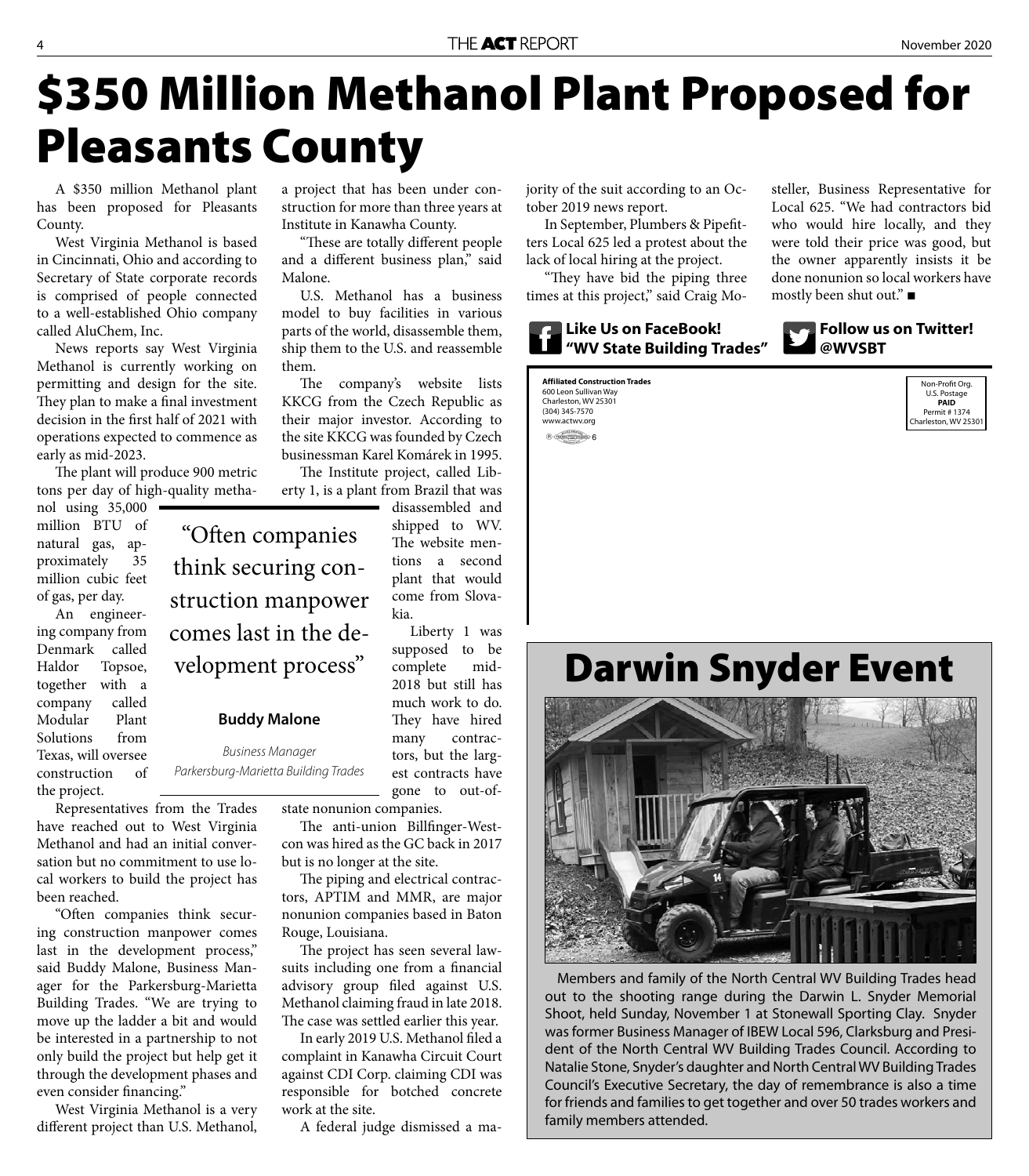# $350 Million Methanol Plant Proposed for Pleasants County

A $350 million Methanol plant has been proposed for Pleasants County.

West Virginia Methanol is based in Cincinnati, Ohio and according to Secretary of State corporate records is comprised of people connected to a well-established Ohio company called AluChem, Inc.

News reports say West Virginia Methanol is currently working on permitting and design for the site. They plan to make a final investment decision in the first half of 2021 with operations expected to commence as early as mid-2023.

The plant will produce 900 metric tons per day of high-quality methanol using 35,000 million BTU of natural gas, approximately 35 million cubic feet of gas, per day.

An engineering company from Denmark called Haldor Topsoe, together with a company called Modular Plant Solutions from Texas, will oversee construction of the project.

Representatives from the Trades have reached out to West Virginia Methanol and had an initial conversation but no commitment to use local workers to build the project has been reached.

"Often companies think securing construction manpower comes last in the development process," said Buddy Malone, Business Manager for the Parkersburg-Marietta Building Trades. "We are trying to move up the ladder a bit and would be interested in a partnership to not only build the project but help get it through the development phases and even consider financing."

West Virginia Methanol is a very different project than U.S. Methanol, a project that has been under construction for more than three years at Institute in Kanawha County.

"These are totally different people and a different business plan," said Malone.

U.S. Methanol has a business model to buy facilities in various parts of the world, disassemble them, ship them to the U.S. and reassemble them.

The company's website lists KKCG from the Czech Republic as their major investor. According to the site KKCG was founded by Czech businessman Karel Komárek in 1995.

The Institute project, called Liberty 1, is a plant from Brazil that was disassembled and shipped to WV. The website mentions a second plant that would come from Slovakia.

> "Often companies think securing construction manpower comes last in the development process"
>
> **Buddy Malone**
>
> *Business Manager*
> *Parkersburg-Marietta Building Trades*

Liberty 1 was supposed to be complete mid-2018 but still has much work to do. They have hired many contractors, but the largest contracts have gone to out-of-state nonunion companies.

The anti-union Billfinger-Westcon was hired as the GC back in 2017 but is no longer at the site.

The piping and electrical contractors, APTIM and MMR, are major nonunion companies based in Baton Rouge, Louisiana.

The project has seen several lawsuits including one from a financial advisory group filed against U.S. Methanol claiming fraud in late 2018. The case was settled earlier this year.

In early 2019 U.S. Methanol filed a complaint in Kanawha Circuit Court against CDI Corp. claiming CDI was responsible for botched concrete work at the site.

A federal judge dismissed a majority of the suit according to an October 2019 news report.

In September, Plumbers & Pipefitters Local 625 led a protest about the lack of local hiring at the project.

"They have bid the piping three times at this project," said Craig Mosteller, Business Representative for Local 625. "We had contractors bid who would hire locally, and they were told their price was good, but the owner apparently insists it be done nonunion so local workers have mostly been shut out." ■

**Like Us on FaceBook! "WV State Building Trades"**

**Follow us on Twitter! @WVSBT**

**Affiliated Construction Trades**
600 Leon Sullivan Way
Charleston, WV 25301
(304) 345-7570
www.actwv.org

Non-Profit Org.
U.S. Postage
**PAID**
Permit # 1374
Charleston, WV 25301

# Darwin Snyder Event

Members and family of the North Central WV Building Trades head out to the shooting range during the Darwin L. Snyder Memorial Shoot, held Sunday, November 1 at Stonewall Sporting Clay. Snyder was former Business Manager of IBEW Local 596, Clarksburg and President of the North Central WV Building Trades Council. According to Natalie Stone, Snyder's daughter and North Central WV Building Trades Council's Executive Secretary, the day of remembrance is also a time for friends and families to get together and over 50 trades workers and family members attended.